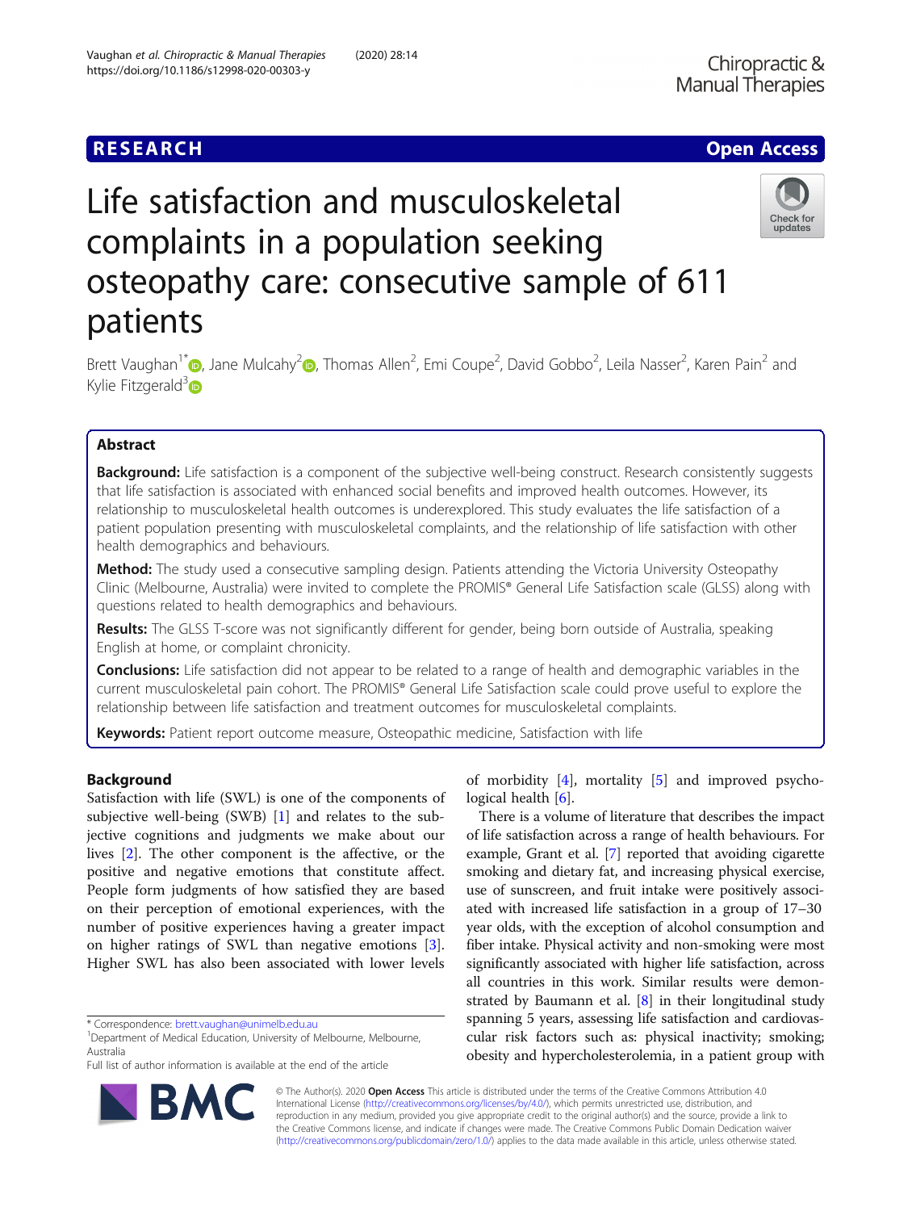RESEARCH

Open Access

# Life satisfaction and musculoskeletal complaints in a population seeking osteopathy care: consecutive sample of 611 patients

Brett Vaughan[1*], Jane Mulcahy[2], Thomas Allen[2], Emi Coupe[2], David Gobbo[2], Leila Nasser[2], Karen Pain[2] and Kylie Fitzgerald[3]

## Abstract

**Background:** Life satisfaction is a component of the subjective well-being construct. Research consistently suggests that life satisfaction is associated with enhanced social benefits and improved health outcomes. However, its relationship to musculoskeletal health outcomes is underexplored. This study evaluates the life satisfaction of a patient population presenting with musculoskeletal complaints, and the relationship of life satisfaction with other health demographics and behaviours.

**Method:** The study used a consecutive sampling design. Patients attending the Victoria University Osteopathy Clinic (Melbourne, Australia) were invited to complete the PROMIS® General Life Satisfaction scale (GLSS) along with questions related to health demographics and behaviours.

**Results:** The GLSS T-score was not significantly different for gender, being born outside of Australia, speaking English at home, or complaint chronicity.

**Conclusions:** Life satisfaction did not appear to be related to a range of health and demographic variables in the current musculoskeletal pain cohort. The PROMIS® General Life Satisfaction scale could prove useful to explore the relationship between life satisfaction and treatment outcomes for musculoskeletal complaints.

**Keywords:** Patient report outcome measure, Osteopathic medicine, Satisfaction with life

## Background

Satisfaction with life (SWL) is one of the components of subjective well-being (SWB) [1] and relates to the subjective cognitions and judgments we make about our lives [2]. The other component is the affective, or the positive and negative emotions that constitute affect. People form judgments of how satisfied they are based on their perception of emotional experiences, with the number of positive experiences having a greater impact on higher ratings of SWL than negative emotions [3]. Higher SWL has also been associated with lower levels of morbidity [4], mortality [5] and improved psychological health [6].

There is a volume of literature that describes the impact of life satisfaction across a range of health behaviours. For example, Grant et al. [7] reported that avoiding cigarette smoking and dietary fat, and increasing physical exercise, use of sunscreen, and fruit intake were positively associated with increased life satisfaction in a group of 17–30 year olds, with the exception of alcohol consumption and fiber intake. Physical activity and non-smoking were most significantly associated with higher life satisfaction, across all countries in this work. Similar results were demonstrated by Baumann et al. [8] in their longitudinal study spanning 5 years, assessing life satisfaction and cardiovascular risk factors such as: physical inactivity; smoking; obesity and hypercholesterolemia, in a patient group with

* Correspondence: brett.vaughan@unimelb.edu.au
[1]Department of Medical Education, University of Melbourne, Melbourne, Australia
Full list of author information is available at the end of the article

© The Author(s). 2020 **Open Access** This article is distributed under the terms of the Creative Commons Attribution 4.0 International License (http://creativecommons.org/licenses/by/4.0/), which permits unrestricted use, distribution, and reproduction in any medium, provided you give appropriate credit to the original author(s) and the source, provide a link to the Creative Commons license, and indicate if changes were made. The Creative Commons Public Domain Dedication waiver (http://creativecommons.org/publicdomain/zero/1.0/) applies to the data made available in this article, unless otherwise stated.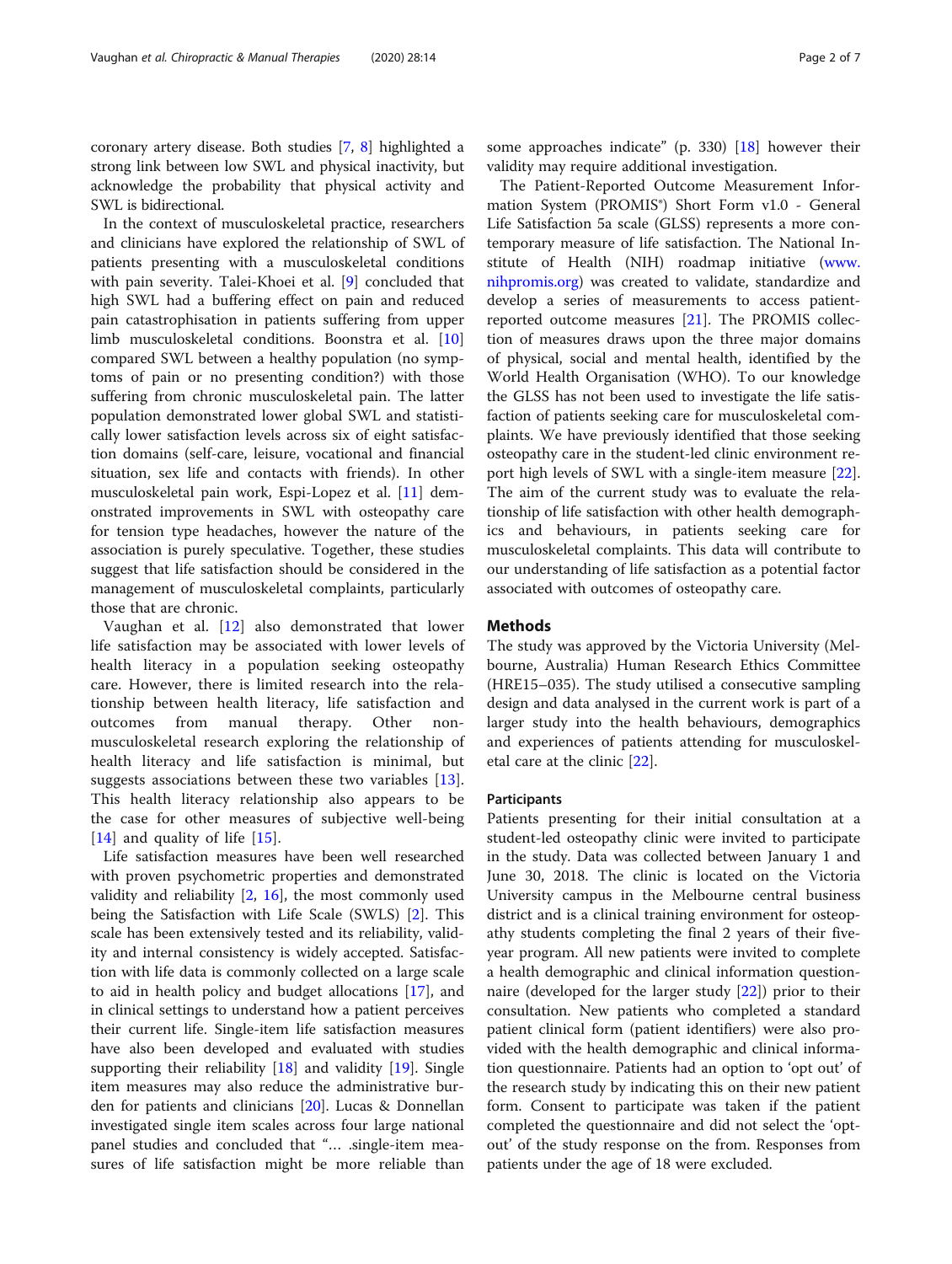coronary artery disease. Both studies [7, 8] highlighted a strong link between low SWL and physical inactivity, but acknowledge the probability that physical activity and SWL is bidirectional.

In the context of musculoskeletal practice, researchers and clinicians have explored the relationship of SWL of patients presenting with a musculoskeletal conditions with pain severity. Talei-Khoei et al. [9] concluded that high SWL had a buffering effect on pain and reduced pain catastrophisation in patients suffering from upper limb musculoskeletal conditions. Boonstra et al. [10] compared SWL between a healthy population (no symptoms of pain or no presenting condition?) with those suffering from chronic musculoskeletal pain. The latter population demonstrated lower global SWL and statistically lower satisfaction levels across six of eight satisfaction domains (self-care, leisure, vocational and financial situation, sex life and contacts with friends). In other musculoskeletal pain work, Espi-Lopez et al. [11] demonstrated improvements in SWL with osteopathy care for tension type headaches, however the nature of the association is purely speculative. Together, these studies suggest that life satisfaction should be considered in the management of musculoskeletal complaints, particularly those that are chronic.

Vaughan et al. [12] also demonstrated that lower life satisfaction may be associated with lower levels of health literacy in a population seeking osteopathy care. However, there is limited research into the relationship between health literacy, life satisfaction and outcomes from manual therapy. Other non-musculoskeletal research exploring the relationship of health literacy and life satisfaction is minimal, but suggests associations between these two variables [13]. This health literacy relationship also appears to be the case for other measures of subjective well-being [14] and quality of life [15].

Life satisfaction measures have been well researched with proven psychometric properties and demonstrated validity and reliability [2, 16], the most commonly used being the Satisfaction with Life Scale (SWLS) [2]. This scale has been extensively tested and its reliability, validity and internal consistency is widely accepted. Satisfaction with life data is commonly collected on a large scale to aid in health policy and budget allocations [17], and in clinical settings to understand how a patient perceives their current life. Single-item life satisfaction measures have also been developed and evaluated with studies supporting their reliability [18] and validity [19]. Single item measures may also reduce the administrative burden for patients and clinicians [20]. Lucas & Donnellan investigated single item scales across four large national panel studies and concluded that "… .single-item measures of life satisfaction might be more reliable than some approaches indicate" (p. 330) [18] however their validity may require additional investigation.

The Patient-Reported Outcome Measurement Information System (PROMIS®) Short Form v1.0 - General Life Satisfaction 5a scale (GLSS) represents a more contemporary measure of life satisfaction. The National Institute of Health (NIH) roadmap initiative (www.nihpromis.org) was created to validate, standardize and develop a series of measurements to access patient-reported outcome measures [21]. The PROMIS collection of measures draws upon the three major domains of physical, social and mental health, identified by the World Health Organisation (WHO). To our knowledge the GLSS has not been used to investigate the life satisfaction of patients seeking care for musculoskeletal complaints. We have previously identified that those seeking osteopathy care in the student-led clinic environment report high levels of SWL with a single-item measure [22]. The aim of the current study was to evaluate the relationship of life satisfaction with other health demographics and behaviours, in patients seeking care for musculoskeletal complaints. This data will contribute to our understanding of life satisfaction as a potential factor associated with outcomes of osteopathy care.

## Methods

The study was approved by the Victoria University (Melbourne, Australia) Human Research Ethics Committee (HRE15–035). The study utilised a consecutive sampling design and data analysed in the current work is part of a larger study into the health behaviours, demographics and experiences of patients attending for musculoskeletal care at the clinic [22].

### Participants

Patients presenting for their initial consultation at a student-led osteopathy clinic were invited to participate in the study. Data was collected between January 1 and June 30, 2018. The clinic is located on the Victoria University campus in the Melbourne central business district and is a clinical training environment for osteopathy students completing the final 2 years of their five-year program. All new patients were invited to complete a health demographic and clinical information questionnaire (developed for the larger study [22]) prior to their consultation. New patients who completed a standard patient clinical form (patient identifiers) were also provided with the health demographic and clinical information questionnaire. Patients had an option to 'opt out' of the research study by indicating this on their new patient form. Consent to participate was taken if the patient completed the questionnaire and did not select the 'opt-out' of the study response on the from. Responses from patients under the age of 18 were excluded.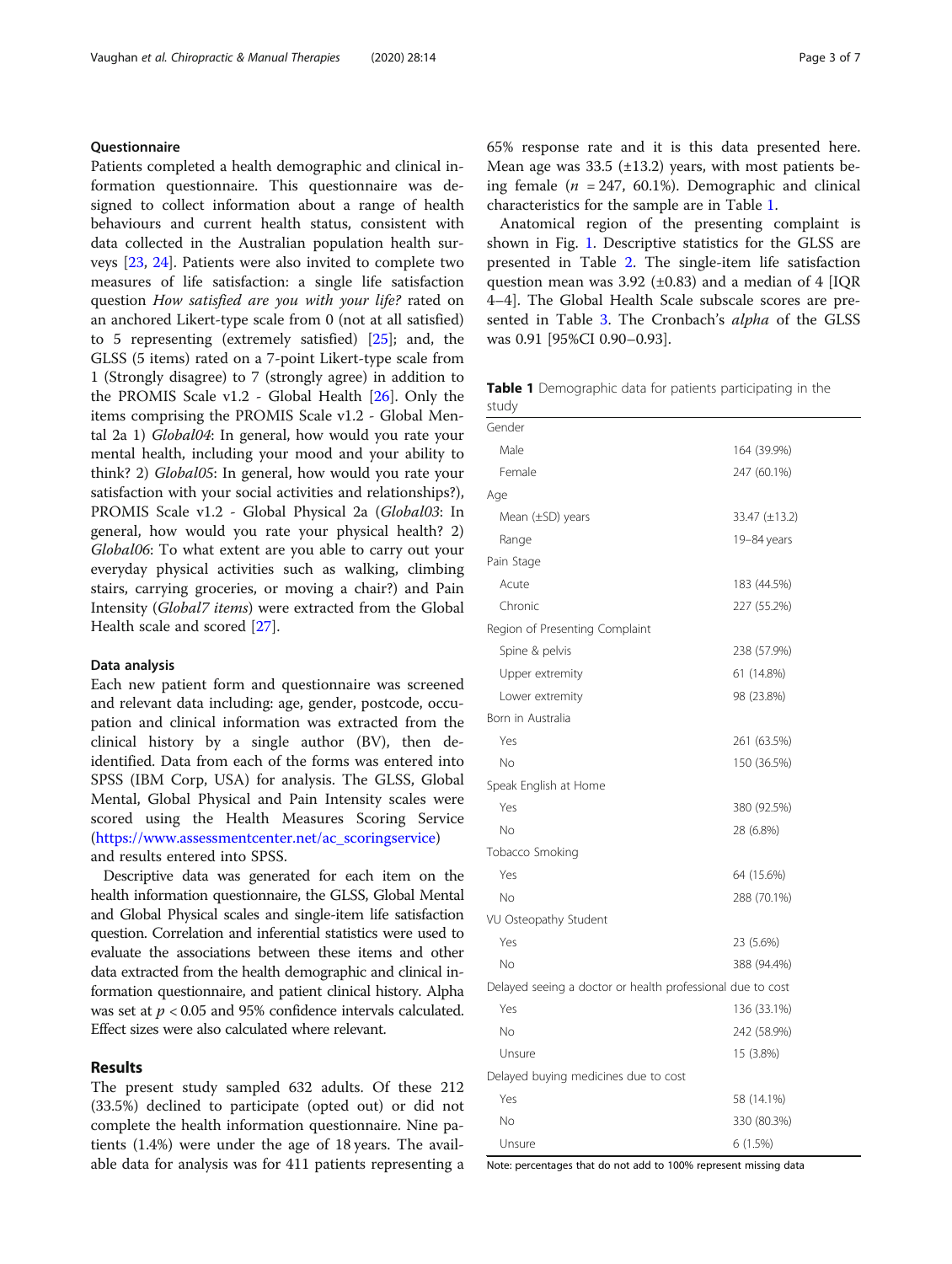### Questionnaire

Patients completed a health demographic and clinical information questionnaire. This questionnaire was designed to collect information about a range of health behaviours and current health status, consistent with data collected in the Australian population health surveys [23, 24]. Patients were also invited to complete two measures of life satisfaction: a single life satisfaction question *How satisfied are you with your life?* rated on an anchored Likert-type scale from 0 (not at all satisfied) to 5 representing (extremely satisfied) [25]; and, the GLSS (5 items) rated on a 7-point Likert-type scale from 1 (Strongly disagree) to 7 (strongly agree) in addition to the PROMIS Scale v1.2 - Global Health [26]. Only the items comprising the PROMIS Scale v1.2 - Global Mental 2a 1) *Global04*: In general, how would you rate your mental health, including your mood and your ability to think? 2) *Global05*: In general, how would you rate your satisfaction with your social activities and relationships?), PROMIS Scale v1.2 - Global Physical 2a (*Global03*: In general, how would you rate your physical health? 2) *Global06*: To what extent are you able to carry out your everyday physical activities such as walking, climbing stairs, carrying groceries, or moving a chair?) and Pain Intensity (*Global7 items*) were extracted from the Global Health scale and scored [27].

### Data analysis

Each new patient form and questionnaire was screened and relevant data including: age, gender, postcode, occupation and clinical information was extracted from the clinical history by a single author (BV), then de-identified. Data from each of the forms was entered into SPSS (IBM Corp, USA) for analysis. The GLSS, Global Mental, Global Physical and Pain Intensity scales were scored using the Health Measures Scoring Service (https://www.assessmentcenter.net/ac_scoringservice) and results entered into SPSS.

Descriptive data was generated for each item on the health information questionnaire, the GLSS, Global Mental and Global Physical scales and single-item life satisfaction question. Correlation and inferential statistics were used to evaluate the associations between these items and other data extracted from the health demographic and clinical information questionnaire, and patient clinical history. Alpha was set at $p < 0.05$ and 95% confidence intervals calculated. Effect sizes were also calculated where relevant.

## Results

The present study sampled 632 adults. Of these 212 (33.5%) declined to participate (opted out) or did not complete the health information questionnaire. Nine patients (1.4%) were under the age of 18 years. The available data for analysis was for 411 patients representing a 65% response rate and it is this data presented here. Mean age was 33.5 (±13.2) years, with most patients being female ($n$ = 247, 60.1%). Demographic and clinical characteristics for the sample are in Table 1.

Anatomical region of the presenting complaint is shown in Fig. 1. Descriptive statistics for the GLSS are presented in Table 2. The single-item life satisfaction question mean was 3.92 (±0.83) and a median of 4 [IQR 4–4]. The Global Health Scale subscale scores are presented in Table 3. The Cronbach's *alpha* of the GLSS was 0.91 [95%CI 0.90–0.93].

**Table 1** Demographic data for patients participating in the study

| | |
|---|---|
| Gender | |
| Male | 164 (39.9%) |
| Female | 247 (60.1%) |
| Age | |
| Mean (±SD) years | 33.47 (±13.2) |
| Range | 19–84 years |
| Pain Stage | |
| Acute | 183 (44.5%) |
| Chronic | 227 (55.2%) |
| Region of Presenting Complaint | |
| Spine & pelvis | 238 (57.9%) |
| Upper extremity | 61 (14.8%) |
| Lower extremity | 98 (23.8%) |
| Born in Australia | |
| Yes | 261 (63.5%) |
| No | 150 (36.5%) |
| Speak English at Home | |
| Yes | 380 (92.5%) |
| No | 28 (6.8%) |
| Tobacco Smoking | |
| Yes | 64 (15.6%) |
| No | 288 (70.1%) |
| VU Osteopathy Student | |
| Yes | 23 (5.6%) |
| No | 388 (94.4%) |
| Delayed seeing a doctor or health professional due to cost | |
| Yes | 136 (33.1%) |
| No | 242 (58.9%) |
| Unsure | 15 (3.8%) |
| Delayed buying medicines due to cost | |
| Yes | 58 (14.1%) |
| No | 330 (80.3%) |
| Unsure | 6 (1.5%) |

Note: percentages that do not add to 100% represent missing data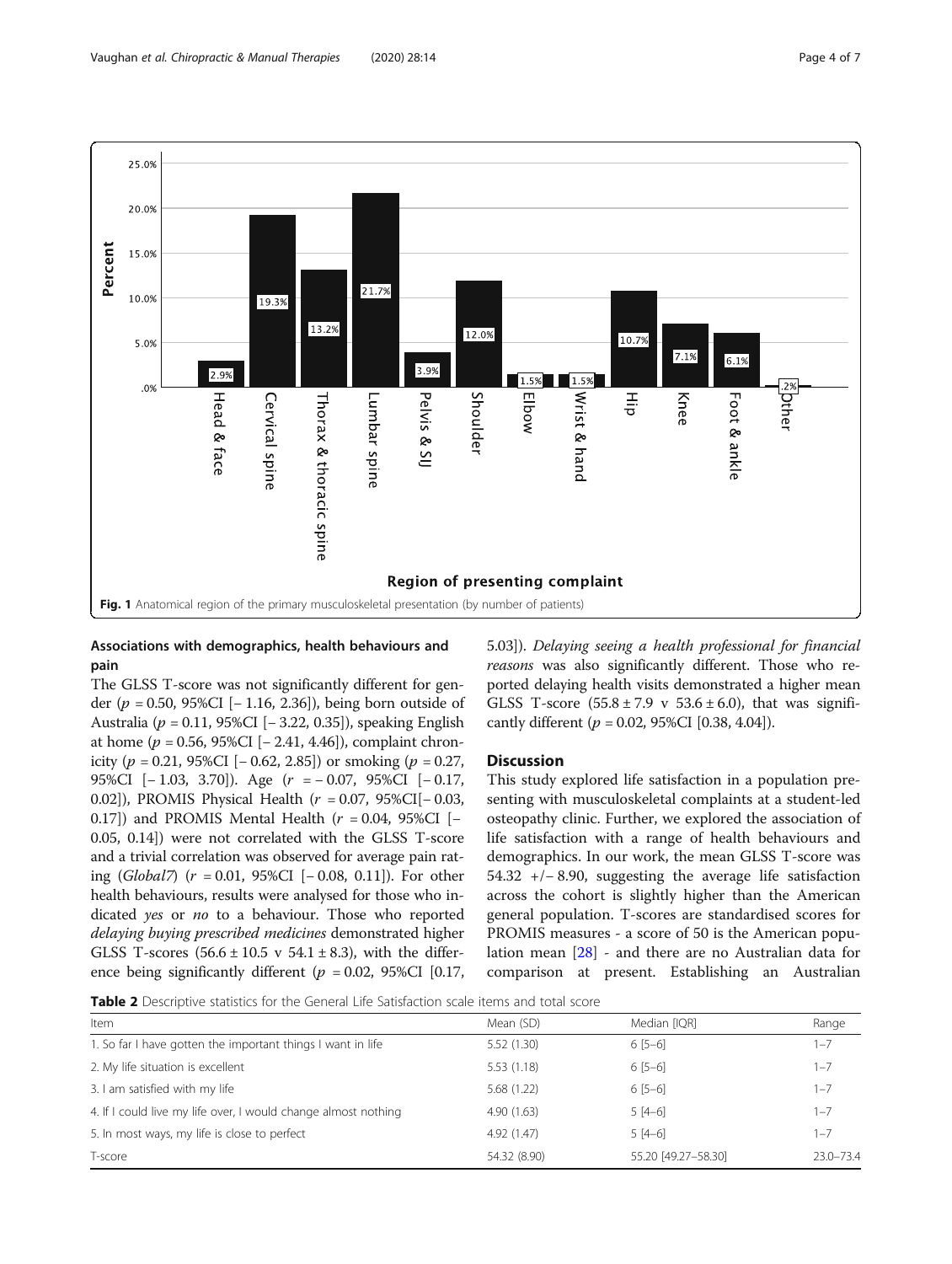Fig. 1 Anatomical region of the primary musculoskeletal presentation (by number of patients)

## Associations with demographics, health behaviours and pain

The GLSS T-score was not significantly different for gender ($p$ = 0.50, 95%CI [− 1.16, 2.36]), being born outside of Australia ($p$ = 0.11, 95%CI [− 3.22, 0.35]), speaking English at home ($p$ = 0.56, 95%CI [− 2.41, 4.46]), complaint chronicity ($p$ = 0.21, 95%CI [− 0.62, 2.85]) or smoking ($p$ = 0.27, 95%CI [− 1.03, 3.70]). Age ($r$ = − 0.07, 95%CI [− 0.17, 0.02]), PROMIS Physical Health ($r$ = 0.07, 95%CI[− 0.03, 0.17]) and PROMIS Mental Health ($r$ = 0.04, 95%CI [− 0.05, 0.14]) were not correlated with the GLSS T-score and a trivial correlation was observed for average pain rating (*Global7*) ($r$ = 0.01, 95%CI [− 0.08, 0.11]). For other health behaviours, results were analysed for those who indicated *yes* or *no* to a behaviour. Those who reported *delaying buying prescribed medicines* demonstrated higher GLSS T-scores (56.6 ± 10.5 v 54.1 ± 8.3), with the difference being significantly different ($p$ = 0.02, 95%CI [0.17, 5.03]). *Delaying seeing a health professional for financial reasons* was also significantly different. Those who reported delaying health visits demonstrated a higher mean GLSS T-score (55.8 ± 7.9 v 53.6 ± 6.0), that was significantly different ($p$ = 0.02, 95%CI [0.38, 4.04]).

## Discussion

This study explored life satisfaction in a population presenting with musculoskeletal complaints at a student-led osteopathy clinic. Further, we explored the association of life satisfaction with a range of health behaviours and demographics. In our work, the mean GLSS T-score was 54.32 +/− 8.90, suggesting the average life satisfaction across the cohort is slightly higher than the American general population. T-scores are standardised scores for PROMIS measures - a score of 50 is the American population mean [28] - and there are no Australian data for comparison at present. Establishing an Australian

**Table 2** Descriptive statistics for the General Life Satisfaction scale items and total score

| Item | Mean (SD) | Median [IQR] | Range |
|---|---|---|---|
| 1. So far I have gotten the important things I want in life | 5.52 (1.30) | 6 [5–6] | 1–7 |
| 2. My life situation is excellent | 5.53 (1.18) | 6 [5–6] | 1–7 |
| 3. I am satisfied with my life | 5.68 (1.22) | 6 [5–6] | 1–7 |
| 4. If I could live my life over, I would change almost nothing | 4.90 (1.63) | 5 [4–6] | 1–7 |
| 5. In most ways, my life is close to perfect | 4.92 (1.47) | 5 [4–6] | 1–7 |
| T-score | 54.32 (8.90) | 55.20 [49.27–58.30] | 23.0–73.4 |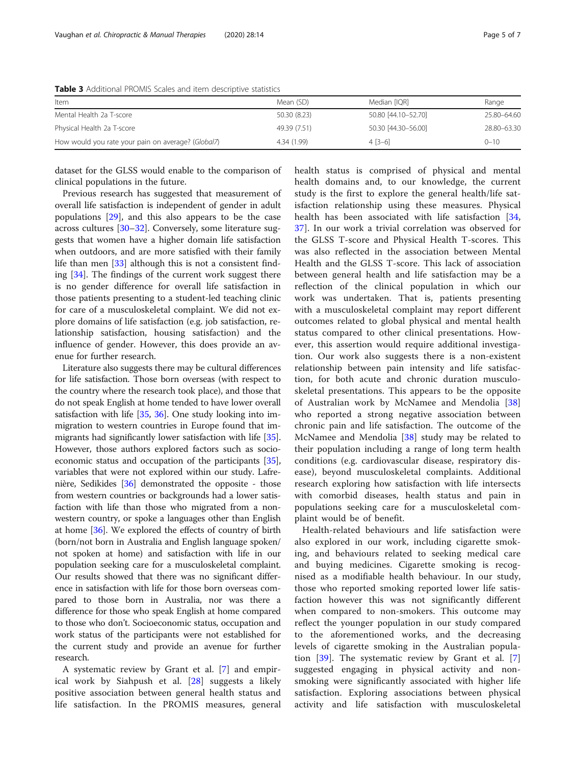**Table 3** Additional PROMIS Scales and item descriptive statistics

| Item | Mean (SD) | Median [IQR] | Range |
|---|---|---|---|
| Mental Health 2a T-score | 50.30 (8.23) | 50.80 [44.10–52.70] | 25.80–64.60 |
| Physical Health 2a T-score | 49.39 (7.51) | 50.30 [44.30–56.00] | 28.80–63.30 |
| How would you rate your pain on average? (*Global7*) | 4.34 (1.99) | 4 [3–6] | 0–10 |

dataset for the GLSS would enable to the comparison of clinical populations in the future.

Previous research has suggested that measurement of overall life satisfaction is independent of gender in adult populations [29], and this also appears to be the case across cultures [30–32]. Conversely, some literature suggests that women have a higher domain life satisfaction when outdoors, and are more satisfied with their family life than men [33] although this is not a consistent finding [34]. The findings of the current work suggest there is no gender difference for overall life satisfaction in those patients presenting to a student-led teaching clinic for care of a musculoskeletal complaint. We did not explore domains of life satisfaction (e.g. job satisfaction, relationship satisfaction, housing satisfaction) and the influence of gender. However, this does provide an avenue for further research.

Literature also suggests there may be cultural differences for life satisfaction. Those born overseas (with respect to the country where the research took place), and those that do not speak English at home tended to have lower overall satisfaction with life [35, 36]. One study looking into immigration to western countries in Europe found that immigrants had significantly lower satisfaction with life [35]. However, those authors explored factors such as socioeconomic status and occupation of the participants [35], variables that were not explored within our study. Lafrenière, Sedikides [36] demonstrated the opposite - those from western countries or backgrounds had a lower satisfaction with life than those who migrated from a non-western country, or spoke a languages other than English at home [36]. We explored the effects of country of birth (born/not born in Australia and English language spoken/not spoken at home) and satisfaction with life in our population seeking care for a musculoskeletal complaint. Our results showed that there was no significant difference in satisfaction with life for those born overseas compared to those born in Australia, nor was there a difference for those who speak English at home compared to those who don't. Socioeconomic status, occupation and work status of the participants were not established for the current study and provide an avenue for further research.

A systematic review by Grant et al. [7] and empirical work by Siahpush et al. [28] suggests a likely positive association between general health status and life satisfaction. In the PROMIS measures, general health status is comprised of physical and mental health domains and, to our knowledge, the current study is the first to explore the general health/life satisfaction relationship using these measures. Physical health has been associated with life satisfaction [34, 37]. In our work a trivial correlation was observed for the GLSS T-score and Physical Health T-scores. This was also reflected in the association between Mental Health and the GLSS T-score. This lack of association between general health and life satisfaction may be a reflection of the clinical population in which our work was undertaken. That is, patients presenting with a musculoskeletal complaint may report different outcomes related to global physical and mental health status compared to other clinical presentations. However, this assertion would require additional investigation. Our work also suggests there is a non-existent relationship between pain intensity and life satisfaction, for both acute and chronic duration musculoskeletal presentations. This appears to be the opposite of Australian work by McNamee and Mendolia [38] who reported a strong negative association between chronic pain and life satisfaction. The outcome of the McNamee and Mendolia [38] study may be related to their population including a range of long term health conditions (e.g. cardiovascular disease, respiratory disease), beyond musculoskeletal complaints. Additional research exploring how satisfaction with life intersects with comorbid diseases, health status and pain in populations seeking care for a musculoskeletal complaint would be of benefit.

Health-related behaviours and life satisfaction were also explored in our work, including cigarette smoking, and behaviours related to seeking medical care and buying medicines. Cigarette smoking is recognised as a modifiable health behaviour. In our study, those who reported smoking reported lower life satisfaction however this was not significantly different when compared to non-smokers. This outcome may reflect the younger population in our study compared to the aforementioned works, and the decreasing levels of cigarette smoking in the Australian population [39]. The systematic review by Grant et al. [7] suggested engaging in physical activity and non-smoking were significantly associated with higher life satisfaction. Exploring associations between physical activity and life satisfaction with musculoskeletal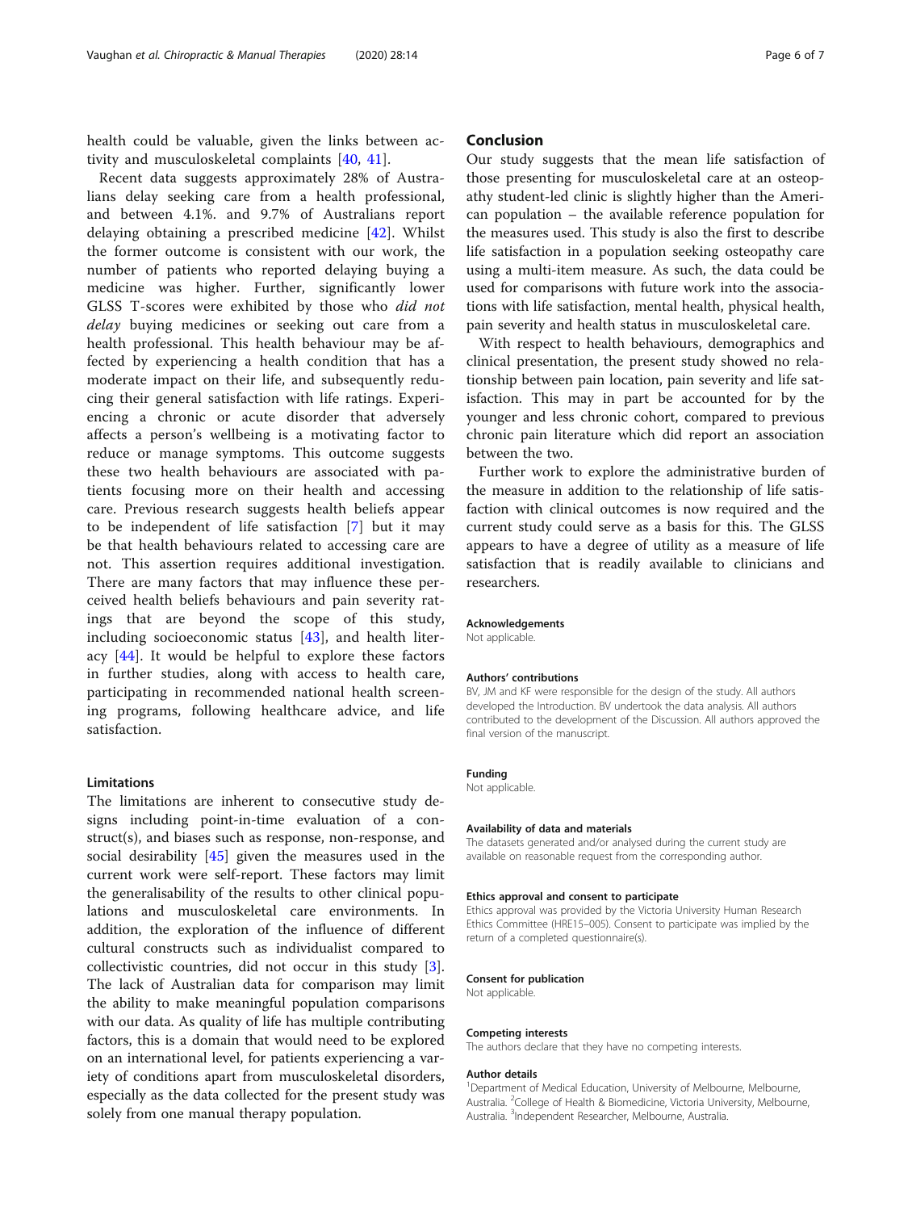health could be valuable, given the links between activity and musculoskeletal complaints [40, 41].

Recent data suggests approximately 28% of Australians delay seeking care from a health professional, and between 4.1%. and 9.7% of Australians report delaying obtaining a prescribed medicine [42]. Whilst the former outcome is consistent with our work, the number of patients who reported delaying buying a medicine was higher. Further, significantly lower GLSS T-scores were exhibited by those who *did not delay* buying medicines or seeking out care from a health professional. This health behaviour may be affected by experiencing a health condition that has a moderate impact on their life, and subsequently reducing their general satisfaction with life ratings. Experiencing a chronic or acute disorder that adversely affects a person's wellbeing is a motivating factor to reduce or manage symptoms. This outcome suggests these two health behaviours are associated with patients focusing more on their health and accessing care. Previous research suggests health beliefs appear to be independent of life satisfaction [7] but it may be that health behaviours related to accessing care are not. This assertion requires additional investigation. There are many factors that may influence these perceived health beliefs behaviours and pain severity ratings that are beyond the scope of this study, including socioeconomic status [43], and health literacy [44]. It would be helpful to explore these factors in further studies, along with access to health care, participating in recommended national health screening programs, following healthcare advice, and life satisfaction.

### Limitations

The limitations are inherent to consecutive study designs including point-in-time evaluation of a construct(s), and biases such as response, non-response, and social desirability [45] given the measures used in the current work were self-report. These factors may limit the generalisability of the results to other clinical populations and musculoskeletal care environments. In addition, the exploration of the influence of different cultural constructs such as individualist compared to collectivistic countries, did not occur in this study [3]. The lack of Australian data for comparison may limit the ability to make meaningful population comparisons with our data. As quality of life has multiple contributing factors, this is a domain that would need to be explored on an international level, for patients experiencing a variety of conditions apart from musculoskeletal disorders, especially as the data collected for the present study was solely from one manual therapy population.

## Conclusion

Our study suggests that the mean life satisfaction of those presenting for musculoskeletal care at an osteopathy student-led clinic is slightly higher than the American population – the available reference population for the measures used. This study is also the first to describe life satisfaction in a population seeking osteopathy care using a multi-item measure. As such, the data could be used for comparisons with future work into the associations with life satisfaction, mental health, physical health, pain severity and health status in musculoskeletal care.

With respect to health behaviours, demographics and clinical presentation, the present study showed no relationship between pain location, pain severity and life satisfaction. This may in part be accounted for by the younger and less chronic cohort, compared to previous chronic pain literature which did report an association between the two.

Further work to explore the administrative burden of the measure in addition to the relationship of life satisfaction with clinical outcomes is now required and the current study could serve as a basis for this. The GLSS appears to have a degree of utility as a measure of life satisfaction that is readily available to clinicians and researchers.

#### Acknowledgements

Not applicable.

#### Authors' contributions

BV, JM and KF were responsible for the design of the study. All authors developed the Introduction. BV undertook the data analysis. All authors contributed to the development of the Discussion. All authors approved the final version of the manuscript.

#### Funding

Not applicable.

#### Availability of data and materials

The datasets generated and/or analysed during the current study are available on reasonable request from the corresponding author.

#### Ethics approval and consent to participate

Ethics approval was provided by the Victoria University Human Research Ethics Committee (HRE15–005). Consent to participate was implied by the return of a completed questionnaire(s).

#### Consent for publication

Not applicable.

#### Competing interests

The authors declare that they have no competing interests.

#### Author details

[1]Department of Medical Education, University of Melbourne, Melbourne, Australia. [2]College of Health & Biomedicine, Victoria University, Melbourne, Australia. [3]Independent Researcher, Melbourne, Australia.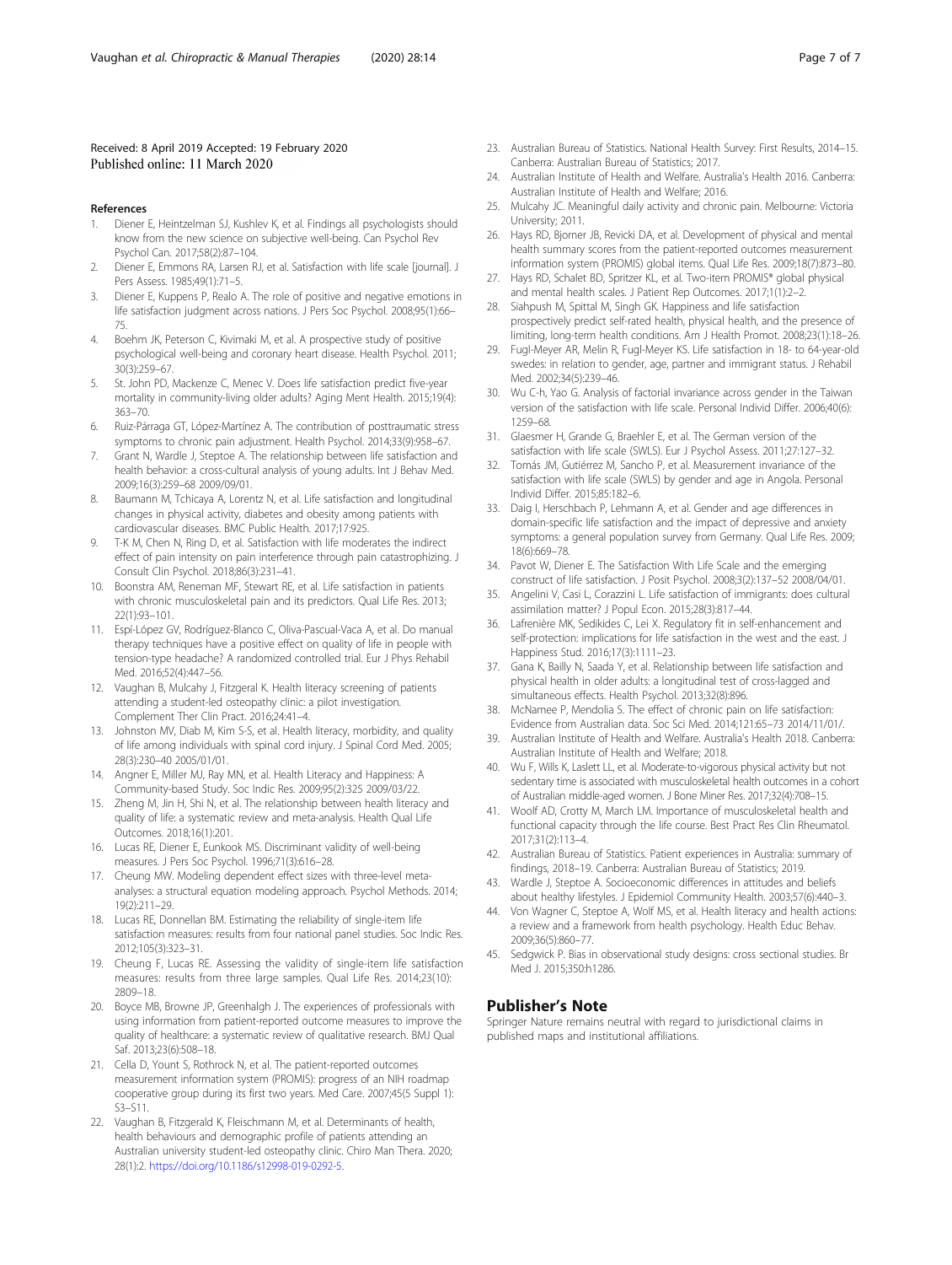Received: 8 April 2019 Accepted: 19 February 2020
Published online: 11 March 2020

## References

1. Diener E, Heintzelman SJ, Kushlev K, et al. Findings all psychologists should know from the new science on subjective well-being. Can Psychol Rev Psychol Can. 2017;58(2):87–104.
2. Diener E, Emmons RA, Larsen RJ, et al. Satisfaction with life scale [journal]. J Pers Assess. 1985;49(1):71–5.
3. Diener E, Kuppens P, Realo A. The role of positive and negative emotions in life satisfaction judgment across nations. J Pers Soc Psychol. 2008;95(1):66–75.
4. Boehm JK, Peterson C, Kivimaki M, et al. A prospective study of positive psychological well-being and coronary heart disease. Health Psychol. 2011; 30(3):259–67.
5. St. John PD, Mackenze C, Menec V. Does life satisfaction predict five-year mortality in community-living older adults? Aging Ment Health. 2015;19(4): 363–70.
6. Ruiz-Párraga GT, López-Martínez A. The contribution of posttraumatic stress symptoms to chronic pain adjustment. Health Psychol. 2014;33(9):958–67.
7. Grant N, Wardle J, Steptoe A. The relationship between life satisfaction and health behavior: a cross-cultural analysis of young adults. Int J Behav Med. 2009;16(3):259–68 2009/09/01.
8. Baumann M, Tchicaya A, Lorentz N, et al. Life satisfaction and longitudinal changes in physical activity, diabetes and obesity among patients with cardiovascular diseases. BMC Public Health. 2017;17:925.
9. T-K M, Chen N, Ring D, et al. Satisfaction with life moderates the indirect effect of pain intensity on pain interference through pain catastrophizing. J Consult Clin Psychol. 2018;86(3):231–41.
10. Boonstra AM, Reneman MF, Stewart RE, et al. Life satisfaction in patients with chronic musculoskeletal pain and its predictors. Qual Life Res. 2013; 22(1):93–101.
11. Espí-López GV, Rodríguez-Blanco C, Oliva-Pascual-Vaca A, et al. Do manual therapy techniques have a positive effect on quality of life in people with tension-type headache? A randomized controlled trial. Eur J Phys Rehabil Med. 2016;52(4):447–56.
12. Vaughan B, Mulcahy J, Fitzgeral K. Health literacy screening of patients attending a student-led osteopathy clinic: a pilot investigation. Complement Ther Clin Pract. 2016;24:41–4.
13. Johnston MV, Diab M, Kim S-S, et al. Health literacy, morbidity, and quality of life among individuals with spinal cord injury. J Spinal Cord Med. 2005; 28(3):230–40 2005/01/01.
14. Angner E, Miller MJ, Ray MN, et al. Health Literacy and Happiness: A Community-based Study. Soc Indic Res. 2009;95(2):325 2009/03/22.
15. Zheng M, Jin H, Shi N, et al. The relationship between health literacy and quality of life: a systematic review and meta-analysis. Health Qual Life Outcomes. 2018;16(1):201.
16. Lucas RE, Diener E, Eunkook MS. Discriminant validity of well-being measures. J Pers Soc Psychol. 1996;71(3):616–28.
17. Cheung MW. Modeling dependent effect sizes with three-level meta-analyses: a structural equation modeling approach. Psychol Methods. 2014; 19(2):211–29.
18. Lucas RE, Donnellan BM. Estimating the reliability of single-item life satisfaction measures: results from four national panel studies. Soc Indic Res. 2012;105(3):323–31.
19. Cheung F, Lucas RE. Assessing the validity of single-item life satisfaction measures: results from three large samples. Qual Life Res. 2014;23(10): 2809–18.
20. Boyce MB, Browne JP, Greenhalgh J. The experiences of professionals with using information from patient-reported outcome measures to improve the quality of healthcare: a systematic review of qualitative research. BMJ Qual Saf. 2013;23(6):508–18.
21. Cella D, Yount S, Rothrock N, et al. The patient-reported outcomes measurement information system (PROMIS): progress of an NIH roadmap cooperative group during its first two years. Med Care. 2007;45(5 Suppl 1): S3–S11.
22. Vaughan B, Fitzgerald K, Fleischmann M, et al. Determinants of health, health behaviours and demographic profile of patients attending an Australian university student-led osteopathy clinic. Chiro Man Thera. 2020; 28(1):2. https://doi.org/10.1186/s12998-019-0292-5.
23. Australian Bureau of Statistics. National Health Survey: First Results, 2014–15. Canberra: Australian Bureau of Statistics; 2017.
24. Australian Institute of Health and Welfare. Australia's Health 2016. Canberra: Australian Institute of Health and Welfare; 2016.
25. Mulcahy JC. Meaningful daily activity and chronic pain. Melbourne: Victoria University; 2011.
26. Hays RD, Bjorner JB, Revicki DA, et al. Development of physical and mental health summary scores from the patient-reported outcomes measurement information system (PROMIS) global items. Qual Life Res. 2009;18(7):873–80.
27. Hays RD, Schalet BD, Spritzer KL, et al. Two-item PROMIS® global physical and mental health scales. J Patient Rep Outcomes. 2017;1(1):2–2.
28. Siahpush M, Spittal M, Singh GK. Happiness and life satisfaction prospectively predict self-rated health, physical health, and the presence of limiting, long-term health conditions. Am J Health Promot. 2008;23(1):18–26.
29. Fugl-Meyer AR, Melin R, Fugl-Meyer KS. Life satisfaction in 18- to 64-year-old swedes: in relation to gender, age, partner and immigrant status. J Rehabil Med. 2002;34(5):239–46.
30. Wu C-h, Yao G. Analysis of factorial invariance across gender in the Taiwan version of the satisfaction with life scale. Personal Individ Differ. 2006;40(6): 1259–68.
31. Glaesmer H, Grande G, Braehler E, et al. The German version of the satisfaction with life scale (SWLS). Eur J Psychol Assess. 2011;27:127–32.
32. Tomás JM, Gutiérrez M, Sancho P, et al. Measurement invariance of the satisfaction with life scale (SWLS) by gender and age in Angola. Personal Individ Differ. 2015;85:182–6.
33. Daig I, Herschbach P, Lehmann A, et al. Gender and age differences in domain-specific life satisfaction and the impact of depressive and anxiety symptoms: a general population survey from Germany. Qual Life Res. 2009; 18(6):669–78.
34. Pavot W, Diener E. The Satisfaction With Life Scale and the emerging construct of life satisfaction. J Posit Psychol. 2008;3(2):137–52 2008/04/01.
35. Angelini V, Casi L, Corazzini L. Life satisfaction of immigrants: does cultural assimilation matter? J Popul Econ. 2015;28(3):817–44.
36. Lafrenière MK, Sedikides C, Lei X. Regulatory fit in self-enhancement and self-protection: implications for life satisfaction in the west and the east. J Happiness Stud. 2016;17(3):1111–23.
37. Gana K, Bailly N, Saada Y, et al. Relationship between life satisfaction and physical health in older adults: a longitudinal test of cross-lagged and simultaneous effects. Health Psychol. 2013;32(8):896.
38. McNamee P, Mendolia S. The effect of chronic pain on life satisfaction: Evidence from Australian data. Soc Sci Med. 2014;121:65–73 2014/11/01/.
39. Australian Institute of Health and Welfare. Australia's Health 2018. Canberra: Australian Institute of Health and Welfare; 2018.
40. Wu F, Wills K, Laslett LL, et al. Moderate-to-vigorous physical activity but not sedentary time is associated with musculoskeletal health outcomes in a cohort of Australian middle-aged women. J Bone Miner Res. 2017;32(4):708–15.
41. Woolf AD, Crotty M, March LM. Importance of musculoskeletal health and functional capacity through the life course. Best Pract Res Clin Rheumatol. 2017;31(2):113–4.
42. Australian Bureau of Statistics. Patient experiences in Australia: summary of findings, 2018–19. Canberra: Australian Bureau of Statistics; 2019.
43. Wardle J, Steptoe A. Socioeconomic differences in attitudes and beliefs about healthy lifestyles. J Epidemiol Community Health. 2003;57(6):440–3.
44. Von Wagner C, Steptoe A, Wolf MS, et al. Health literacy and health actions: a review and a framework from health psychology. Health Educ Behav. 2009;36(5):860–77.
45. Sedgwick P. Bias in observational study designs: cross sectional studies. Br Med J. 2015;350:h1286.

## Publisher's Note

Springer Nature remains neutral with regard to jurisdictional claims in published maps and institutional affiliations.